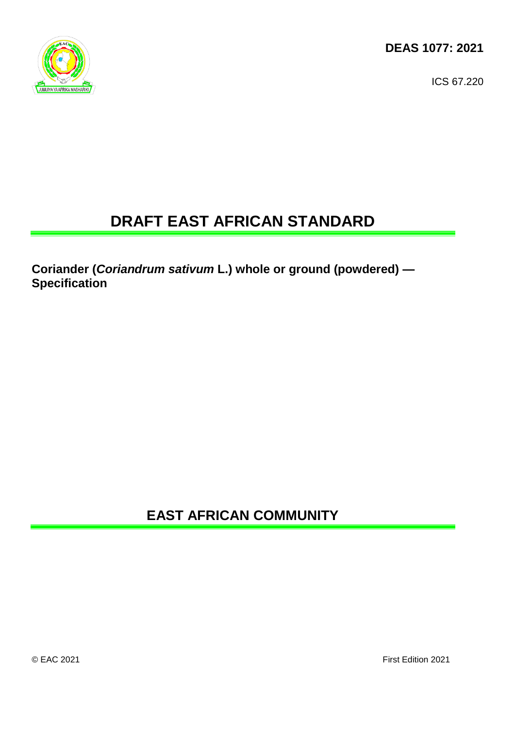**DEAS 1077: 2021**

ICS 67.220

# DRAFT EAST AFRICAN STANDARD

**Coriander (*Coriandrum sativum* L.) whole or ground (powdered) — Specification**

## EAST AFRICAN COMMUNITY

© EAC 2021

First Edition 2021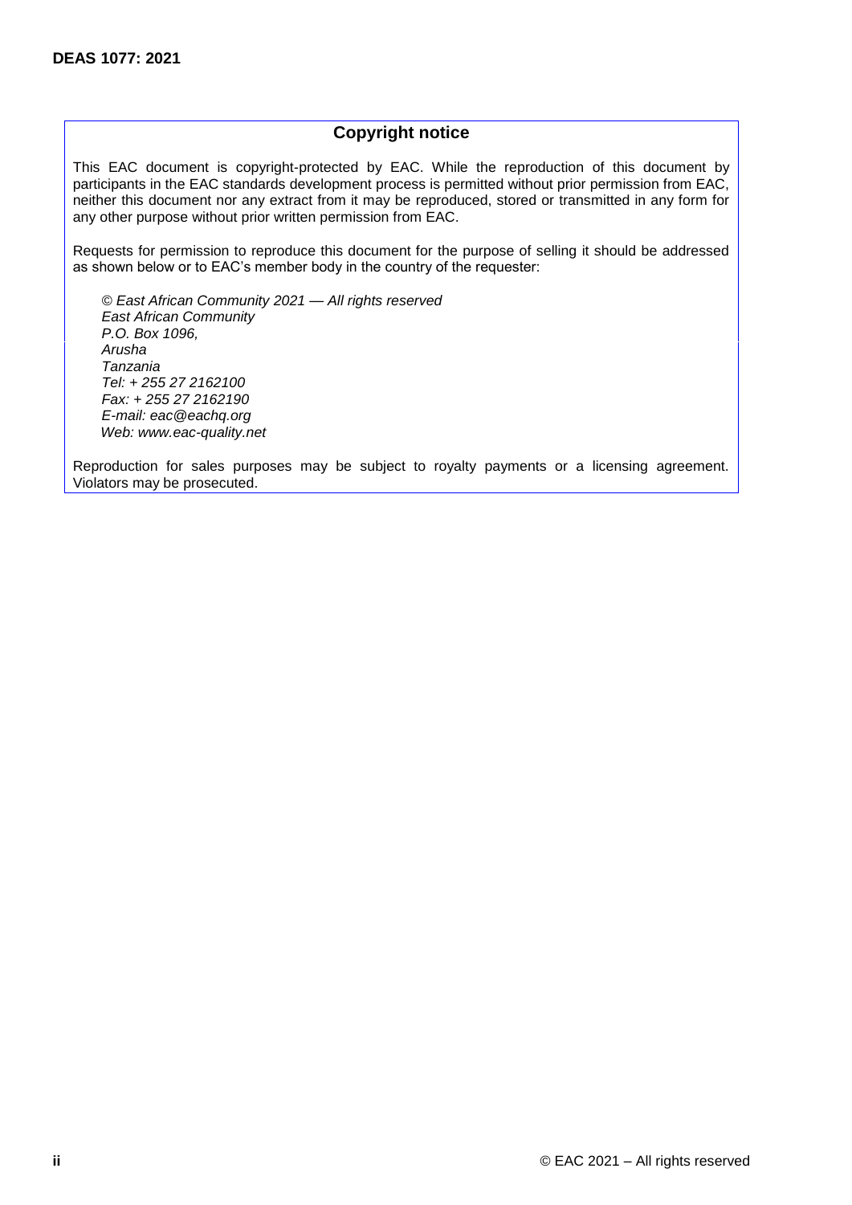## Copyright notice

This EAC document is copyright-protected by EAC. While the reproduction of this document by participants in the EAC standards development process is permitted without prior permission from EAC, neither this document nor any extract from it may be reproduced, stored or transmitted in any form for any other purpose without prior written permission from EAC.

Requests for permission to reproduce this document for the purpose of selling it should be addressed as shown below or to EAC's member body in the country of the requester:

*© East African Community 2021 — All rights reserved*
*East African Community*
*P.O. Box 1096,*
*Arusha*
*Tanzania*
*Tel: + 255 27 2162100*
*Fax: + 255 27 2162190*
*E-mail: eac@eachq.org*
*Web: www.eac-quality.net*

Reproduction for sales purposes may be subject to royalty payments or a licensing agreement. Violators may be prosecuted.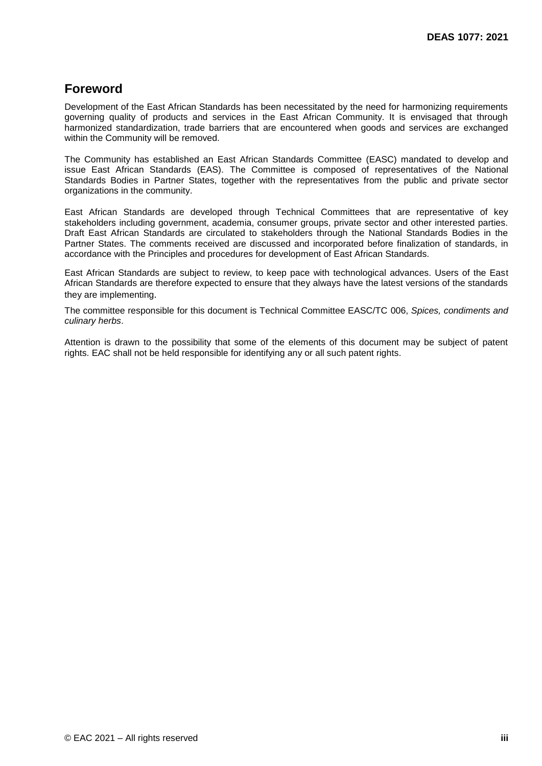## Foreword

Development of the East African Standards has been necessitated by the need for harmonizing requirements governing quality of products and services in the East African Community. It is envisaged that through harmonized standardization, trade barriers that are encountered when goods and services are exchanged within the Community will be removed.

The Community has established an East African Standards Committee (EASC) mandated to develop and issue East African Standards (EAS). The Committee is composed of representatives of the National Standards Bodies in Partner States, together with the representatives from the public and private sector organizations in the community.

East African Standards are developed through Technical Committees that are representative of key stakeholders including government, academia, consumer groups, private sector and other interested parties. Draft East African Standards are circulated to stakeholders through the National Standards Bodies in the Partner States. The comments received are discussed and incorporated before finalization of standards, in accordance with the Principles and procedures for development of East African Standards.

East African Standards are subject to review, to keep pace with technological advances. Users of the East African Standards are therefore expected to ensure that they always have the latest versions of the standards they are implementing.

The committee responsible for this document is Technical Committee EASC/TC 006, *Spices, condiments and culinary herbs*.

Attention is drawn to the possibility that some of the elements of this document may be subject of patent rights. EAC shall not be held responsible for identifying any or all such patent rights.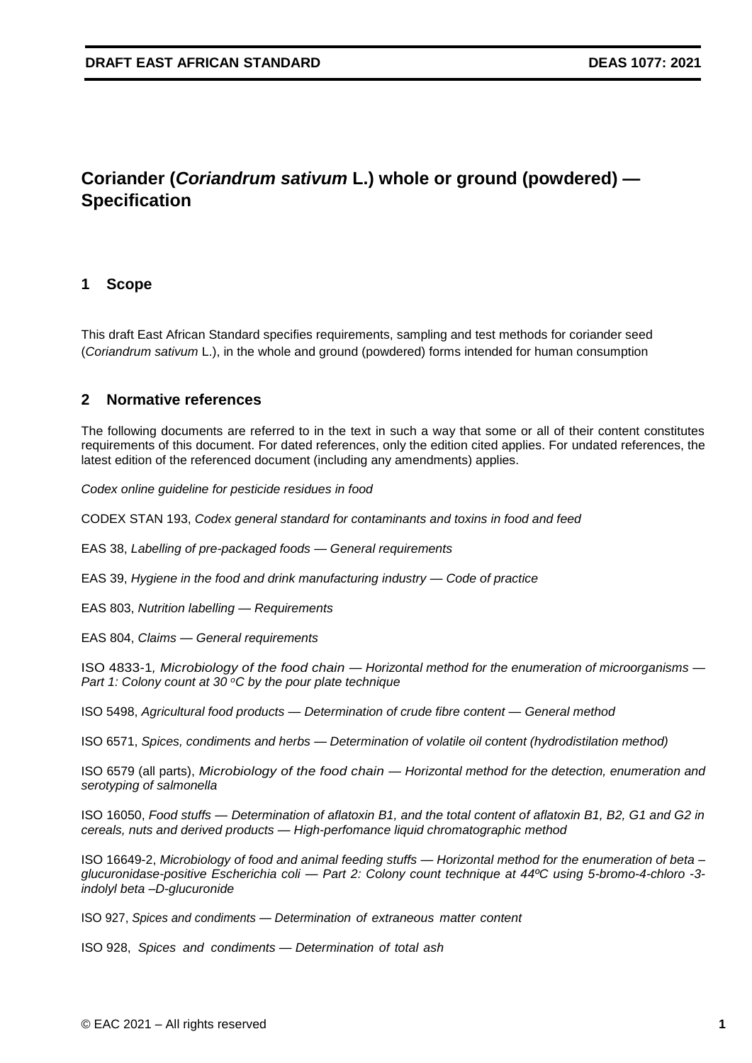# Coriander (*Coriandrum sativum* L.) whole or ground (powdered) — Specification

## 1 Scope

This draft East African Standard specifies requirements, sampling and test methods for coriander seed (*Coriandrum sativum* L.), in the whole and ground (powdered) forms intended for human consumption

## 2 Normative references

The following documents are referred to in the text in such a way that some or all of their content constitutes requirements of this document. For dated references, only the edition cited applies. For undated references, the latest edition of the referenced document (including any amendments) applies.

*Codex online guideline for pesticide residues in food*

CODEX STAN 193, *Codex general standard for contaminants and toxins in food and feed*

EAS 38, *Labelling of pre-packaged foods — General requirements*

EAS 39, *Hygiene in the food and drink manufacturing industry — Code of practice*

EAS 803, *Nutrition labelling — Requirements*

EAS 804, *Claims — General requirements*

ISO 4833-1, *Microbiology of the food chain — Horizontal method for the enumeration of microorganisms — Part 1: Colony count at 30 °C by the pour plate technique*

ISO 5498, *Agricultural food products — Determination of crude fibre content — General method*

ISO 6571, *Spices, condiments and herbs — Determination of volatile oil content (hydrodistilation method)*

ISO 6579 (all parts), *Microbiology of the food chain — Horizontal method for the detection, enumeration and serotyping of salmonella*

ISO 16050, *Food stuffs — Determination of aflatoxin B1, and the total content of aflatoxin B1, B2, G1 and G2 in cereals, nuts and derived products — High-perfomance liquid chromatographic method*

ISO 16649-2, *Microbiology of food and animal feeding stuffs — Horizontal method for the enumeration of beta –glucuronidase-positive Escherichia coli — Part 2: Colony count technique at 44ºC using 5-bromo-4-chloro -3-indolyl beta –D-glucuronide*

ISO 927, *Spices and condiments — Determination of extraneous matter content*

ISO 928, *Spices and condiments — Determination of total ash*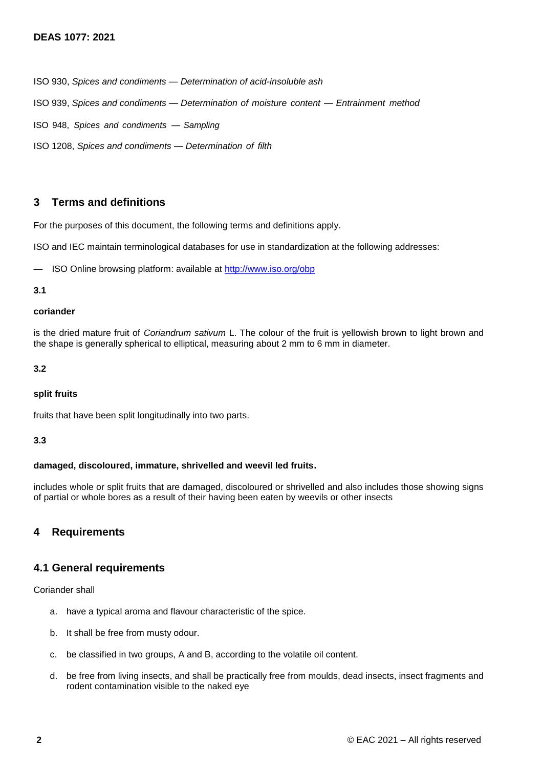ISO 930, *Spices and condiments — Determination of acid-insoluble ash*

ISO 939, *Spices and condiments — Determination of moisture content — Entrainment method*

ISO 948, *Spices and condiments — Sampling*

ISO 1208, *Spices and condiments — Determination of filth*

## 3 Terms and definitions

For the purposes of this document, the following terms and definitions apply.

ISO and IEC maintain terminological databases for use in standardization at the following addresses:

— ISO Online browsing platform: available at http://www.iso.org/obp

**3.1**

**coriander**

is the dried mature fruit of *Coriandrum sativum* L. The colour of the fruit is yellowish brown to light brown and the shape is generally spherical to elliptical, measuring about 2 mm to 6 mm in diameter.

**3.2**

**split fruits**

fruits that have been split longitudinally into two parts.

**3.3**

**damaged, discoloured, immature, shrivelled and weevil led fruits.**

includes whole or split fruits that are damaged, discoloured or shrivelled and also includes those showing signs of partial or whole bores as a result of their having been eaten by weevils or other insects

## 4 Requirements

### 4.1 General requirements

Coriander shall

a. have a typical aroma and flavour characteristic of the spice.

b. It shall be free from musty odour.

c. be classified in two groups, A and B, according to the volatile oil content.

d. be free from living insects, and shall be practically free from moulds, dead insects, insect fragments and rodent contamination visible to the naked eye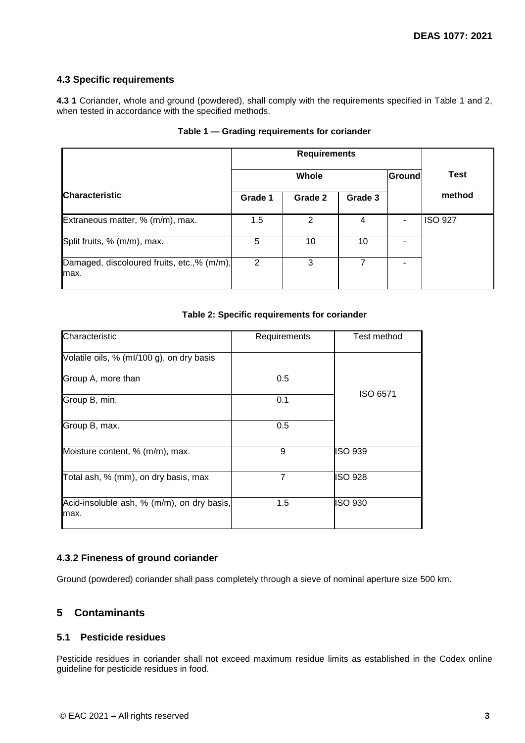### 4.3 Specific requirements

**4.3 1** Coriander, whole and ground (powdered), shall comply with the requirements specified in Table 1 and 2, when tested in accordance with the specified methods.

**Table 1 — Grading requirements for coriander**

| Characteristic | Requirements | | | | Test method |
|---|---|---|---|---|---|
| | Whole | | | Ground | |
| | Grade 1 | Grade 2 | Grade 3 | | |
| Extraneous matter, % (m/m), max. | 1.5 | 2 | 4 | - | ISO 927 |
| Split fruits, % (m/m), max. | 5 | 10 | 10 | - | |
| Damaged, discoloured fruits, etc.,% (m/m), max. | 2 | 3 | 7 | - | |

**Table 2: Specific requirements for coriander**

| Characteristic | Requirements | Test method |
|---|---|---|
| Volatile oils, % (ml/100 g), on dry basis | | ISO 6571 |
| Group A, more than | 0.5 | |
| Group B, min. | 0.1 | |
| Group B, max. | 0.5 | |
| Moisture content, % (m/m), max. | 9 | ISO 939 |
| Total ash, % (mm), on dry basis, max | 7 | ISO 928 |
| Acid-insoluble ash, % (m/m), on dry basis, max. | 1.5 | ISO 930 |

### 4.3.2 Fineness of ground coriander

Ground (powdered) coriander shall pass completely through a sieve of nominal aperture size 500 km.

## 5 Contaminants

### 5.1 Pesticide residues

Pesticide residues in coriander shall not exceed maximum residue limits as established in the Codex online guideline for pesticide residues in food.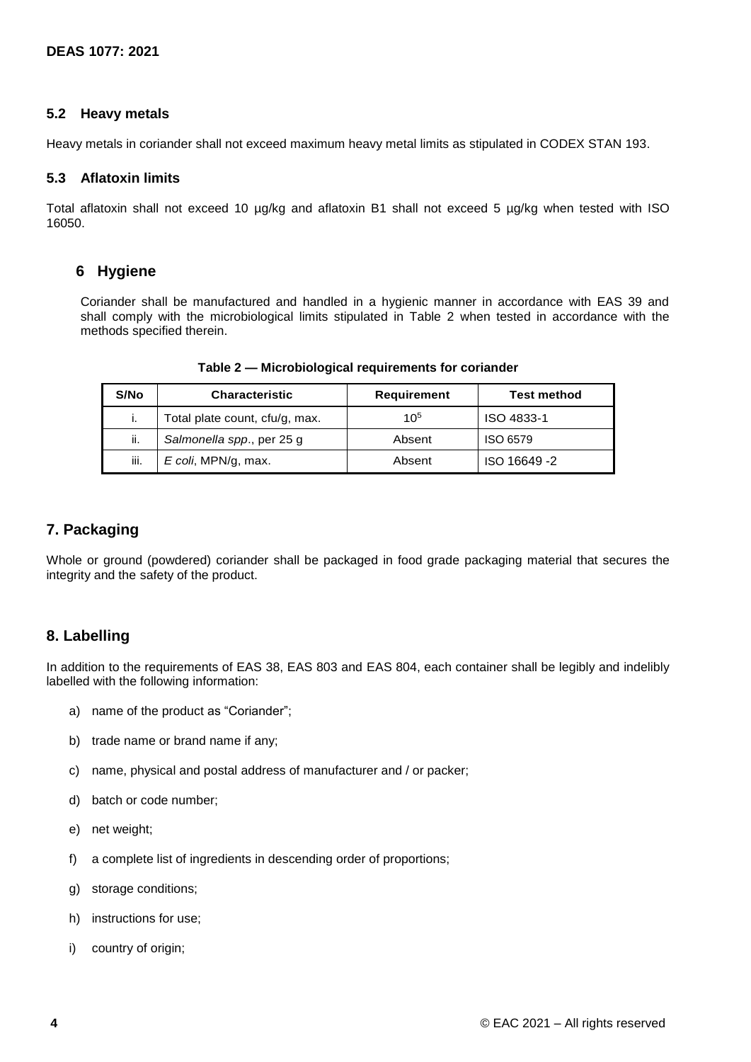### 5.2 Heavy metals

Heavy metals in coriander shall not exceed maximum heavy metal limits as stipulated in CODEX STAN 193.

### 5.3 Aflatoxin limits

Total aflatoxin shall not exceed 10 µg/kg and aflatoxin B1 shall not exceed 5 µg/kg when tested with ISO 16050.

## 6 Hygiene

Coriander shall be manufactured and handled in a hygienic manner in accordance with EAS 39 and shall comply with the microbiological limits stipulated in Table 2 when tested in accordance with the methods specified therein.

**Table 2 — Microbiological requirements for coriander**

| S/No | Characteristic | Requirement | Test method |
| --- | --- | --- | --- |
| i. | Total plate count, cfu/g, max. | $10^5$ | ISO 4833-1 |
| ii. | *Salmonella spp*., per 25 g | Absent | ISO 6579 |
| iii. | *E coli*, MPN/g, max. | Absent | ISO 16649 -2 |

## 7. Packaging

Whole or ground (powdered) coriander shall be packaged in food grade packaging material that secures the integrity and the safety of the product.

## 8. Labelling

In addition to the requirements of EAS 38, EAS 803 and EAS 804, each container shall be legibly and indelibly labelled with the following information:

a) name of the product as "Coriander";

b) trade name or brand name if any;

c) name, physical and postal address of manufacturer and / or packer;

d) batch or code number;

e) net weight;

f) a complete list of ingredients in descending order of proportions;

g) storage conditions;

h) instructions for use;

i) country of origin;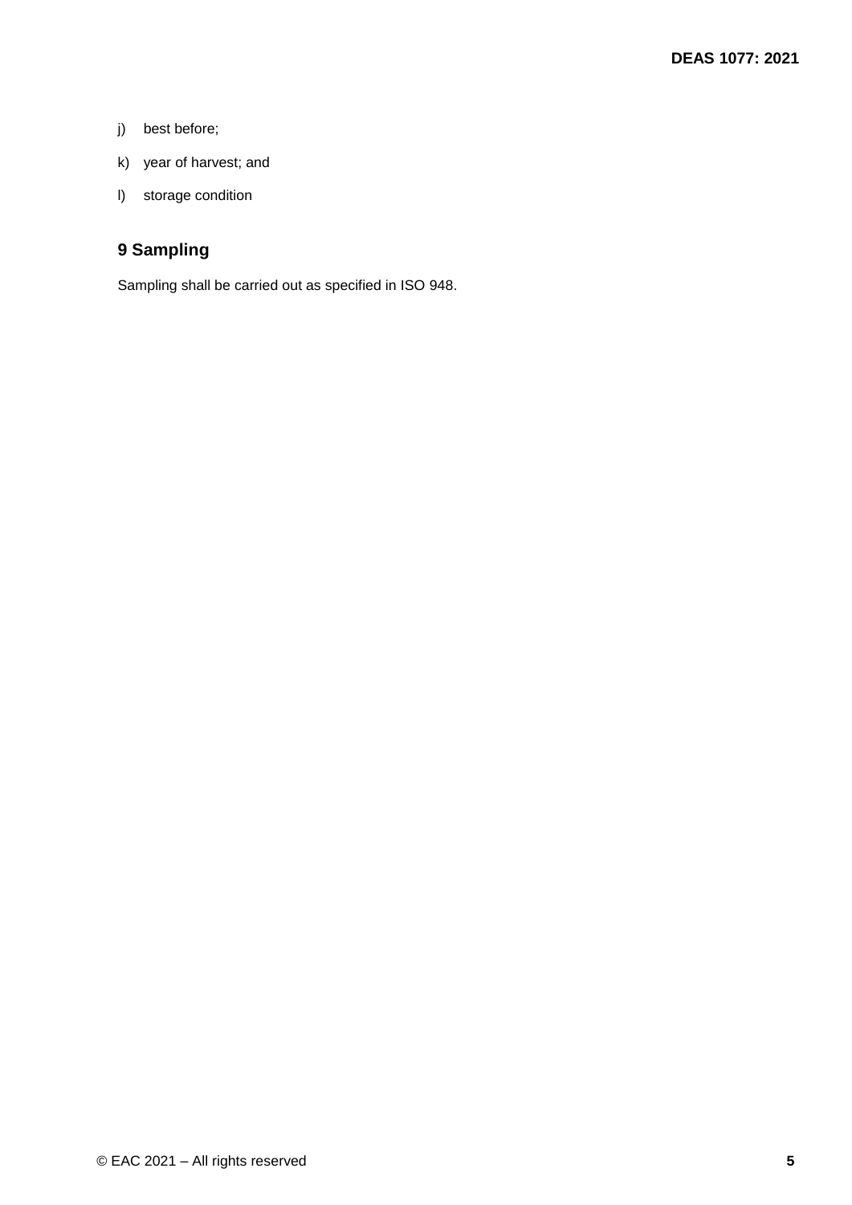j) best before;

k) year of harvest; and

l) storage condition

## 9 Sampling

Sampling shall be carried out as specified in ISO 948.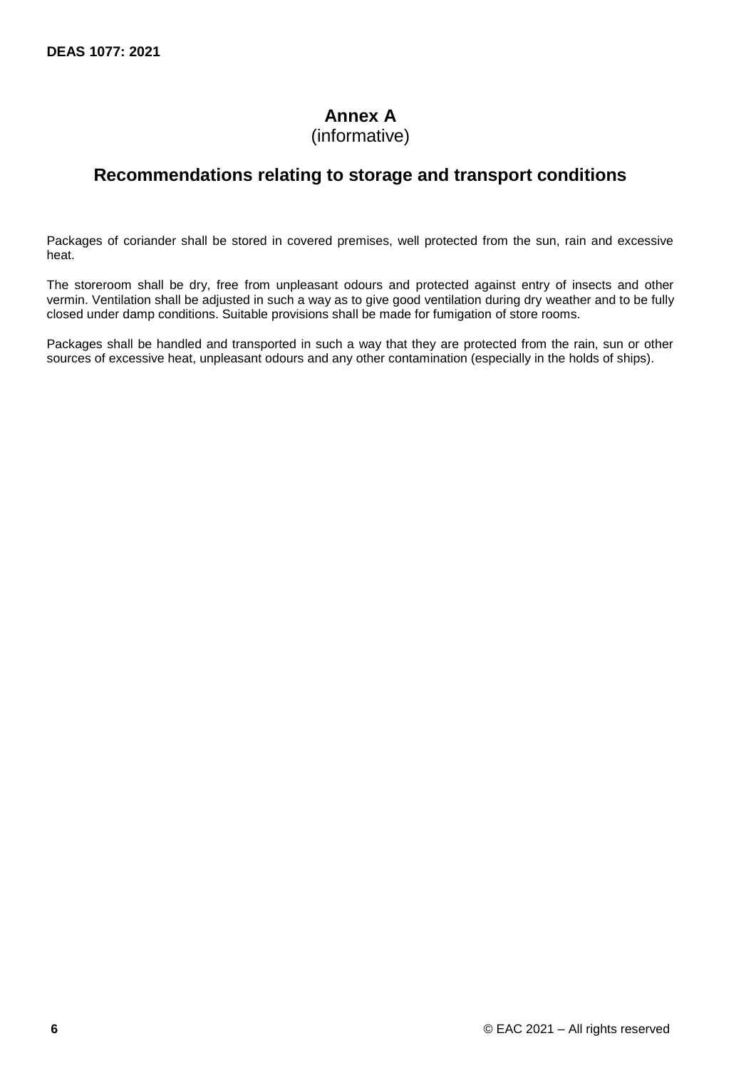# Annex A
(informative)

## Recommendations relating to storage and transport conditions

Packages of coriander shall be stored in covered premises, well protected from the sun, rain and excessive heat.

The storeroom shall be dry, free from unpleasant odours and protected against entry of insects and other vermin. Ventilation shall be adjusted in such a way as to give good ventilation during dry weather and to be fully closed under damp conditions. Suitable provisions shall be made for fumigation of store rooms.

Packages shall be handled and transported in such a way that they are protected from the rain, sun or other sources of excessive heat, unpleasant odours and any other contamination (especially in the holds of ships).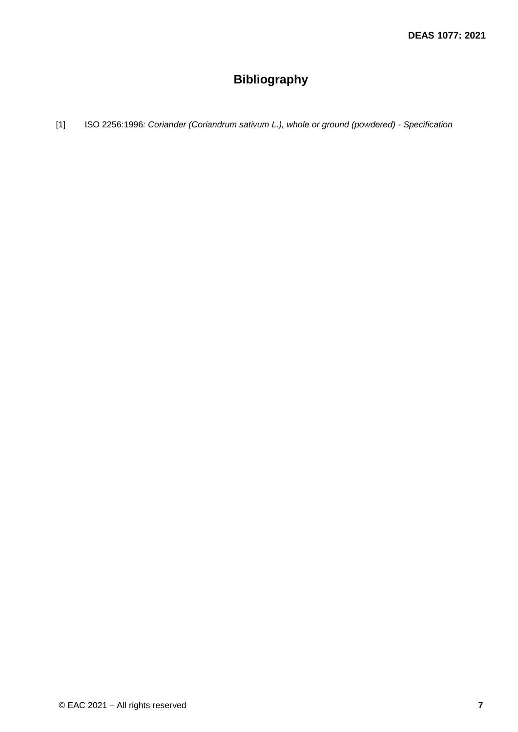# Bibliography

[1] ISO 2256:1996*: Coriander (Coriandrum sativum L.), whole or ground (powdered) - Specification*